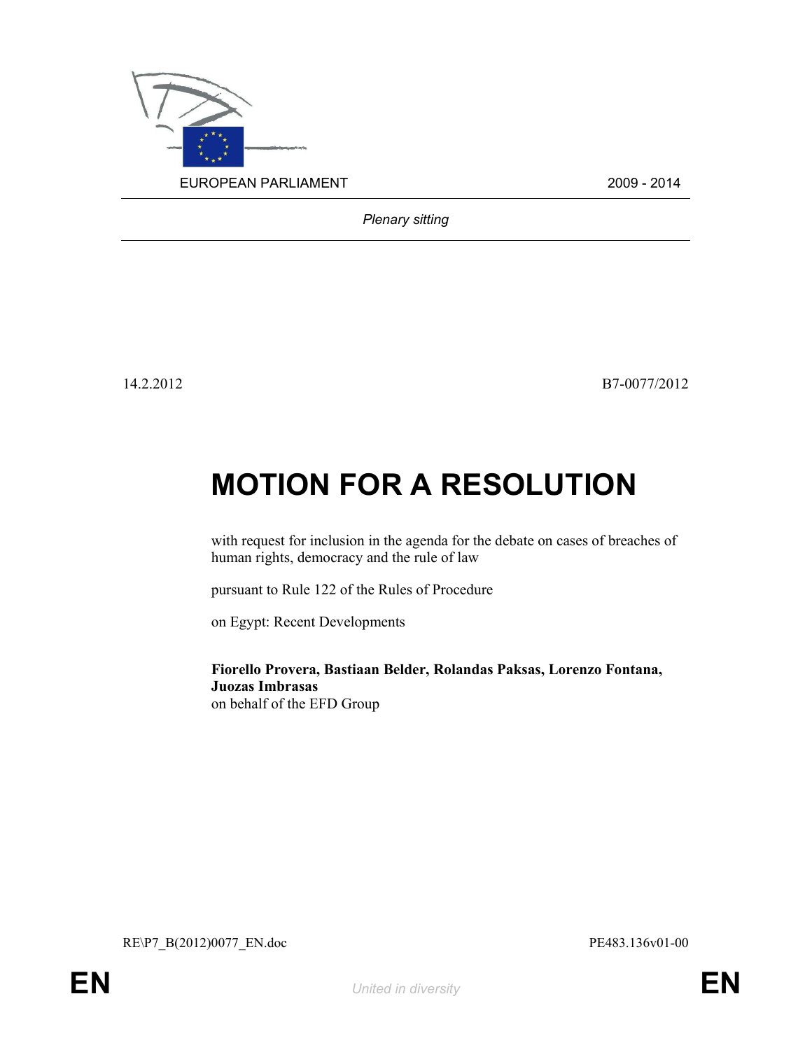EUROPEAN PARLIAMENT 2009 - 2014

*Plenary sitting*

14.2.2012 B7-0077/2012

# MOTION FOR A RESOLUTION

with request for inclusion in the agenda for the debate on cases of breaches of human rights, democracy and the rule of law

pursuant to Rule 122 of the Rules of Procedure

on Egypt: Recent Developments

**Fiorello Provera, Bastiaan Belder, Rolandas Paksas, Lorenzo Fontana, Juozas Imbrasas**
on behalf of the EFD Group

RE\P7_B(2012)0077_EN.doc PE483.136v01-00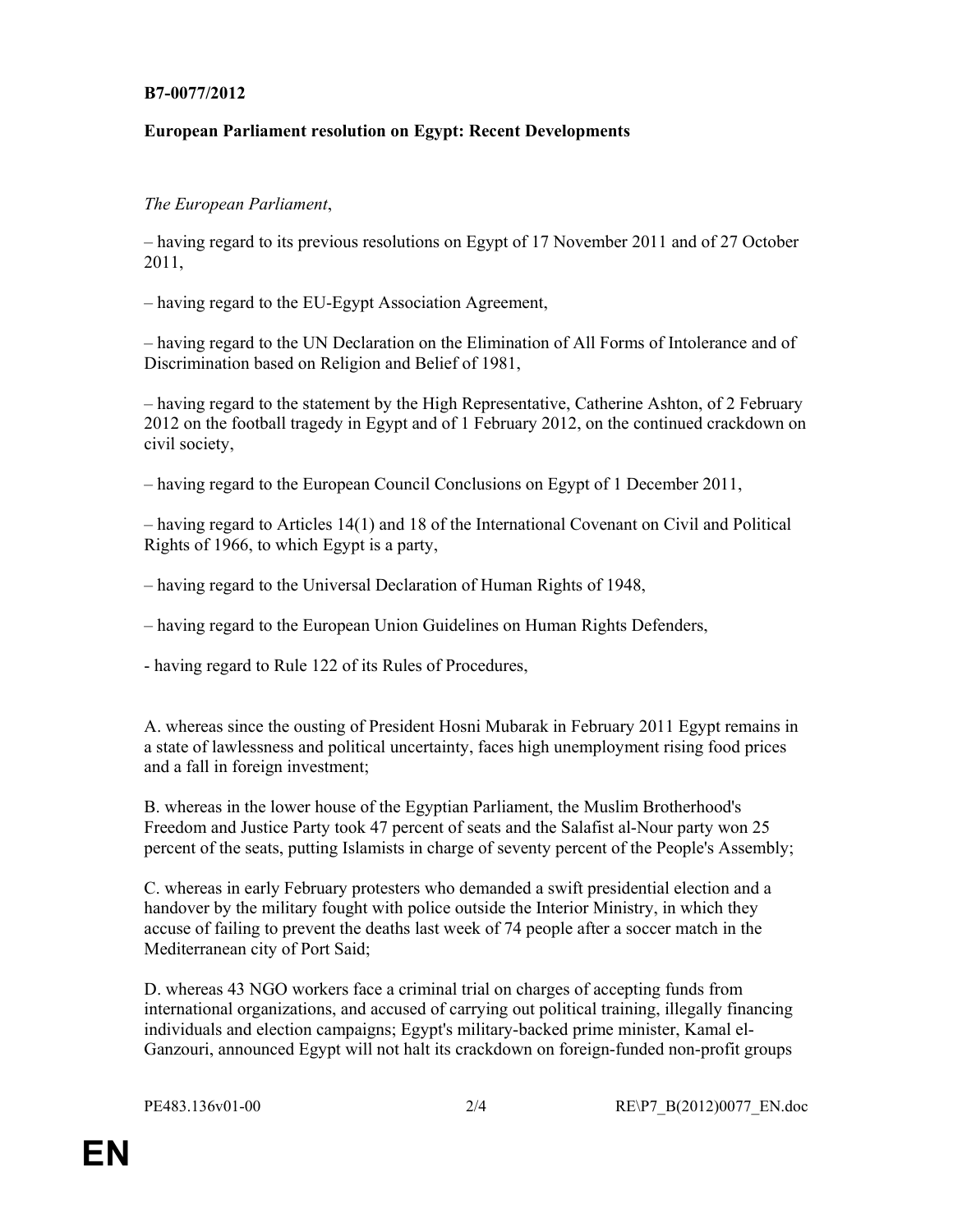**B7-0077/2012**

**European Parliament resolution on Egypt: Recent Developments**

*The European Parliament*,

– having regard to its previous resolutions on Egypt of 17 November 2011 and of 27 October 2011,

– having regard to the EU-Egypt Association Agreement,

– having regard to the UN Declaration on the Elimination of All Forms of Intolerance and of Discrimination based on Religion and Belief of 1981,

– having regard to the statement by the High Representative, Catherine Ashton, of 2 February 2012 on the football tragedy in Egypt and of 1 February 2012, on the continued crackdown on civil society,

– having regard to the European Council Conclusions on Egypt of 1 December 2011,

– having regard to Articles 14(1) and 18 of the International Covenant on Civil and Political Rights of 1966, to which Egypt is a party,

– having regard to the Universal Declaration of Human Rights of 1948,

– having regard to the European Union Guidelines on Human Rights Defenders,

- having regard to Rule 122 of its Rules of Procedures,

A. whereas since the ousting of President Hosni Mubarak in February 2011 Egypt remains in a state of lawlessness and political uncertainty, faces high unemployment rising food prices and a fall in foreign investment;

B. whereas in the lower house of the Egyptian Parliament, the Muslim Brotherhood's Freedom and Justice Party took 47 percent of seats and the Salafist al-Nour party won 25 percent of the seats, putting Islamists in charge of seventy percent of the People's Assembly;

C. whereas in early February protesters who demanded a swift presidential election and a handover by the military fought with police outside the Interior Ministry, in which they accuse of failing to prevent the deaths last week of 74 people after a soccer match in the Mediterranean city of Port Said;

D. whereas 43 NGO workers face a criminal trial on charges of accepting funds from international organizations, and accused of carrying out political training, illegally financing individuals and election campaigns; Egypt's military-backed prime minister, Kamal el-Ganzouri, announced Egypt will not halt its crackdown on foreign-funded non-profit groups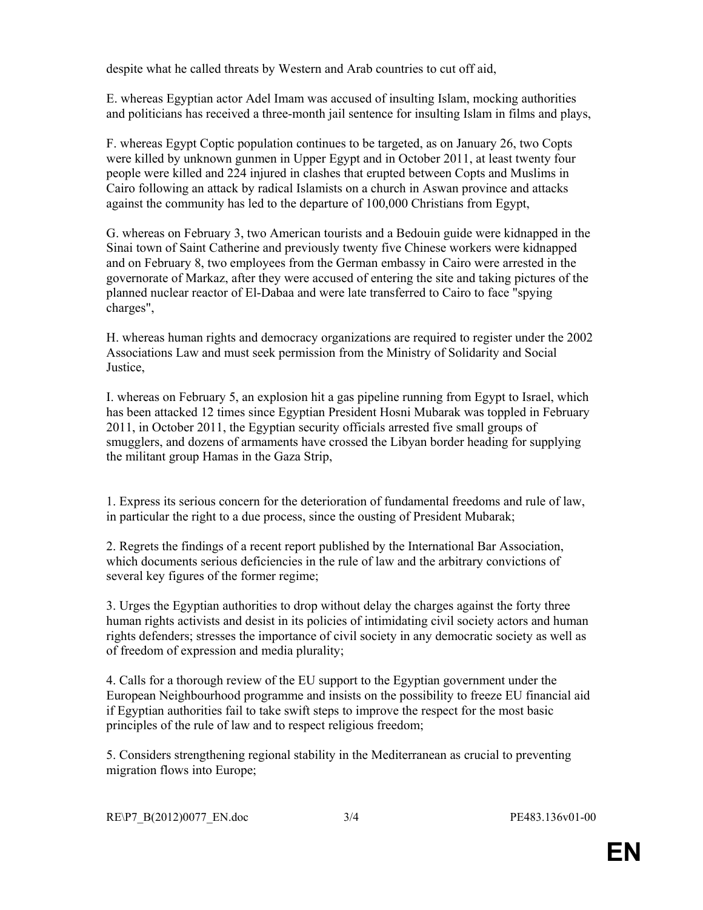despite what he called threats by Western and Arab countries to cut off aid,

E. whereas Egyptian actor Adel Imam was accused of insulting Islam, mocking authorities and politicians has received a three-month jail sentence for insulting Islam in films and plays,

F. whereas Egypt Coptic population continues to be targeted, as on January 26, two Copts were killed by unknown gunmen in Upper Egypt and in October 2011, at least twenty four people were killed and 224 injured in clashes that erupted between Copts and Muslims in Cairo following an attack by radical Islamists on a church in Aswan province and attacks against the community has led to the departure of 100,000 Christians from Egypt,

G. whereas on February 3, two American tourists and a Bedouin guide were kidnapped in the Sinai town of Saint Catherine and previously twenty five Chinese workers were kidnapped and on February 8, two employees from the German embassy in Cairo were arrested in the governorate of Markaz, after they were accused of entering the site and taking pictures of the planned nuclear reactor of El-Dabaa and were late transferred to Cairo to face "spying charges",

H. whereas human rights and democracy organizations are required to register under the 2002 Associations Law and must seek permission from the Ministry of Solidarity and Social Justice,

I. whereas on February 5, an explosion hit a gas pipeline running from Egypt to Israel, which has been attacked 12 times since Egyptian President Hosni Mubarak was toppled in February 2011, in October 2011, the Egyptian security officials arrested five small groups of smugglers, and dozens of armaments have crossed the Libyan border heading for supplying the militant group Hamas in the Gaza Strip,

1. Express its serious concern for the deterioration of fundamental freedoms and rule of law, in particular the right to a due process, since the ousting of President Mubarak;

2. Regrets the findings of a recent report published by the International Bar Association, which documents serious deficiencies in the rule of law and the arbitrary convictions of several key figures of the former regime;

3. Urges the Egyptian authorities to drop without delay the charges against the forty three human rights activists and desist in its policies of intimidating civil society actors and human rights defenders; stresses the importance of civil society in any democratic society as well as of freedom of expression and media plurality;

4. Calls for a thorough review of the EU support to the Egyptian government under the European Neighbourhood programme and insists on the possibility to freeze EU financial aid if Egyptian authorities fail to take swift steps to improve the respect for the most basic principles of the rule of law and to respect religious freedom;

5. Considers strengthening regional stability in the Mediterranean as crucial to preventing migration flows into Europe;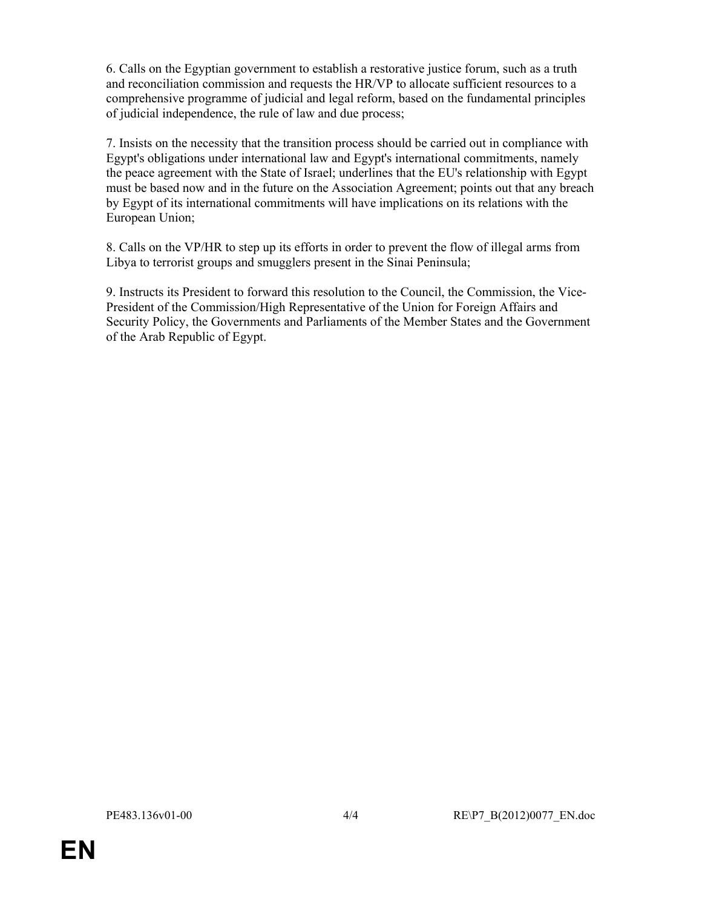6. Calls on the Egyptian government to establish a restorative justice forum, such as a truth and reconciliation commission and requests the HR/VP to allocate sufficient resources to a comprehensive programme of judicial and legal reform, based on the fundamental principles of judicial independence, the rule of law and due process;

7. Insists on the necessity that the transition process should be carried out in compliance with Egypt's obligations under international law and Egypt's international commitments, namely the peace agreement with the State of Israel; underlines that the EU's relationship with Egypt must be based now and in the future on the Association Agreement; points out that any breach by Egypt of its international commitments will have implications on its relations with the European Union;

8. Calls on the VP/HR to step up its efforts in order to prevent the flow of illegal arms from Libya to terrorist groups and smugglers present in the Sinai Peninsula;

9. Instructs its President to forward this resolution to the Council, the Commission, the Vice-President of the Commission/High Representative of the Union for Foreign Affairs and Security Policy, the Governments and Parliaments of the Member States and the Government of the Arab Republic of Egypt.